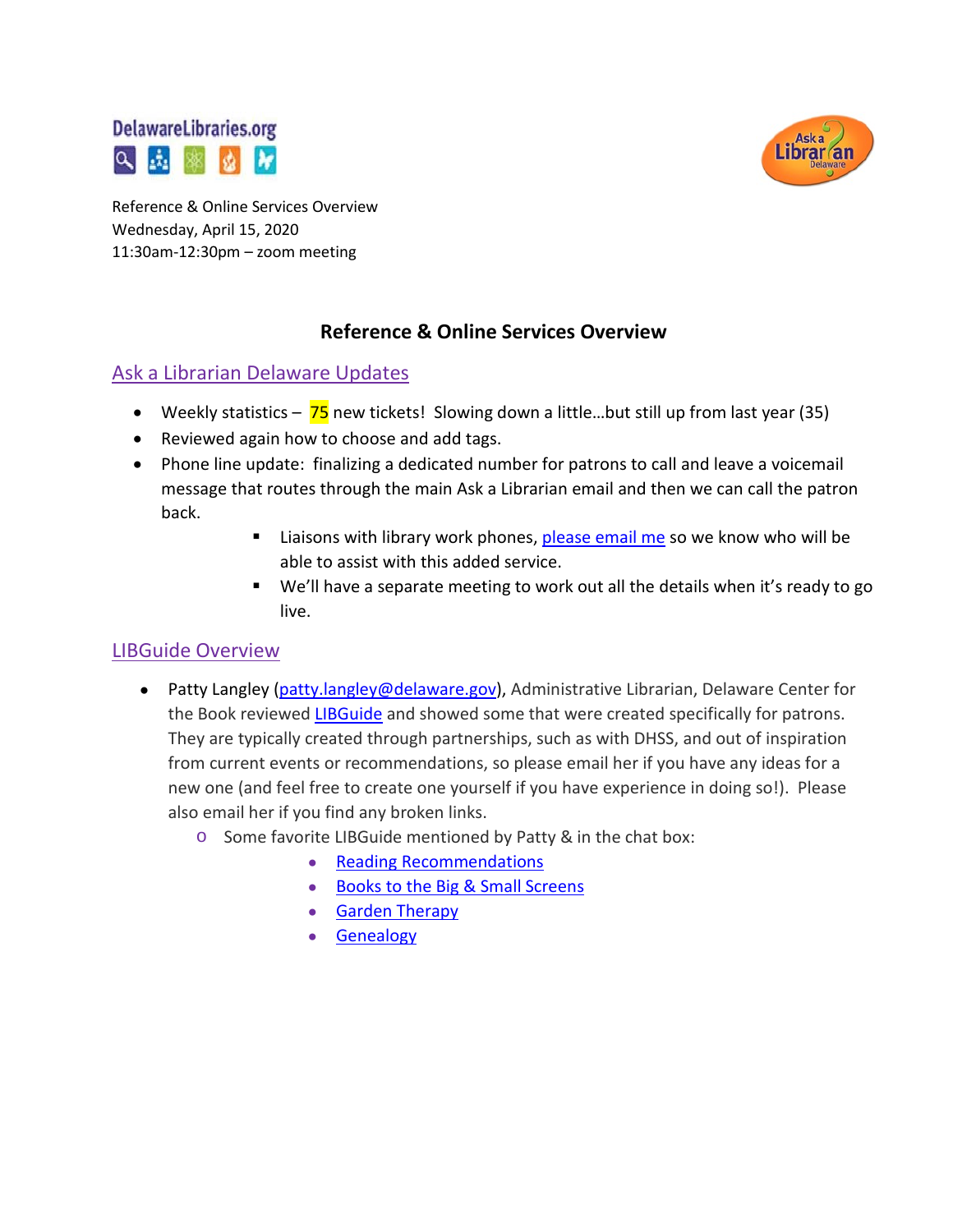Reference & Online Services Overview
Wednesday, April 15, 2020
11:30am-12:30pm – zoom meeting

# Reference & Online Services Overview

## Ask a Librarian Delaware Updates

- Weekly statistics – 75 new tickets! Slowing down a little…but still up from last year (35)
- Reviewed again how to choose and add tags.
- Phone line update: finalizing a dedicated number for patrons to call and leave a voicemail message that routes through the main Ask a Librarian email and then we can call the patron back.
    - Liaisons with library work phones, please email me so we know who will be able to assist with this added service.
    - We'll have a separate meeting to work out all the details when it's ready to go live.

## LIBGuide Overview

- Patty Langley (patty.langley@delaware.gov), Administrative Librarian, Delaware Center for the Book reviewed LIBGuide and showed some that were created specifically for patrons. They are typically created through partnerships, such as with DHSS, and out of inspiration from current events or recommendations, so please email her if you have any ideas for a new one (and feel free to create one yourself if you have experience in doing so!). Please also email her if you find any broken links.
    - Some favorite LIBGuide mentioned by Patty & in the chat box:
        - Reading Recommendations
        - Books to the Big & Small Screens
        - Garden Therapy
        - Genealogy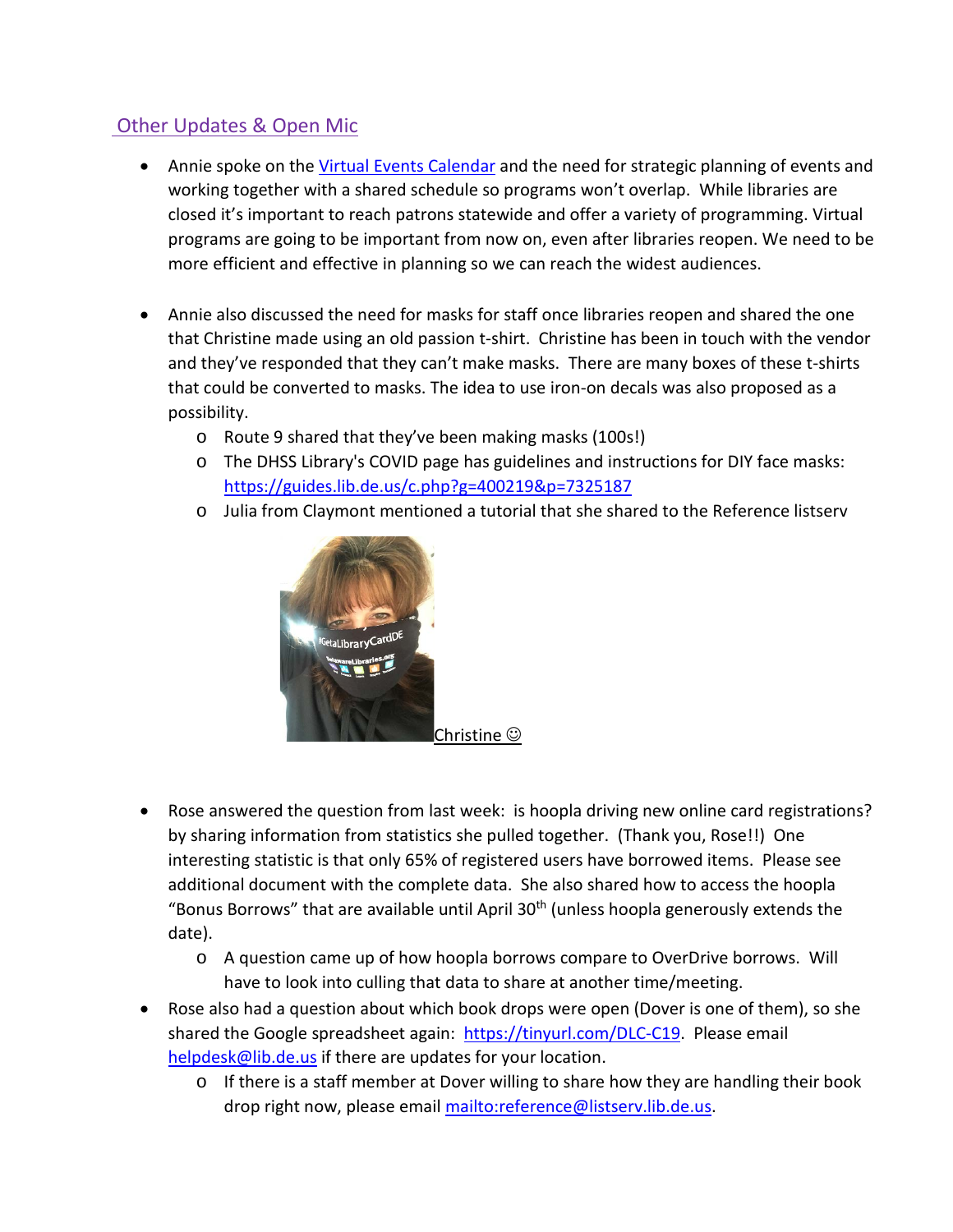## Other Updates & Open Mic

- Annie spoke on the [Virtual Events Calendar](#) and the need for strategic planning of events and working together with a shared schedule so programs won't overlap. While libraries are closed it's important to reach patrons statewide and offer a variety of programming. Virtual programs are going to be important from now on, even after libraries reopen. We need to be more efficient and effective in planning so we can reach the widest audiences.

- Annie also discussed the need for masks for staff once libraries reopen and shared the one that Christine made using an old passion t-shirt. Christine has been in touch with the vendor and they've responded that they can't make masks. There are many boxes of these t-shirts that could be converted to masks. The idea to use iron-on decals was also proposed as a possibility.
    - Route 9 shared that they've been making masks (100s!)
    - The DHSS Library's COVID page has guidelines and instructions for DIY face masks: https://guides.lib.de.us/c.php?g=400219&p=7325187
    - Julia from Claymont mentioned a tutorial that she shared to the Reference listserv

Christine ☺

- Rose answered the question from last week: is hoopla driving new online card registrations? by sharing information from statistics she pulled together. (Thank you, Rose!!) One interesting statistic is that only 65% of registered users have borrowed items. Please see additional document with the complete data. She also shared how to access the hoopla "Bonus Borrows" that are available until April 30th (unless hoopla generously extends the date).
    - A question came up of how hoopla borrows compare to OverDrive borrows. Will have to look into culling that data to share at another time/meeting.
- Rose also had a question about which book drops were open (Dover is one of them), so she shared the Google spreadsheet again: https://tinyurl.com/DLC-C19. Please email helpdesk@lib.de.us if there are updates for your location.
    - If there is a staff member at Dover willing to share how they are handling their book drop right now, please email mailto:reference@listserv.lib.de.us.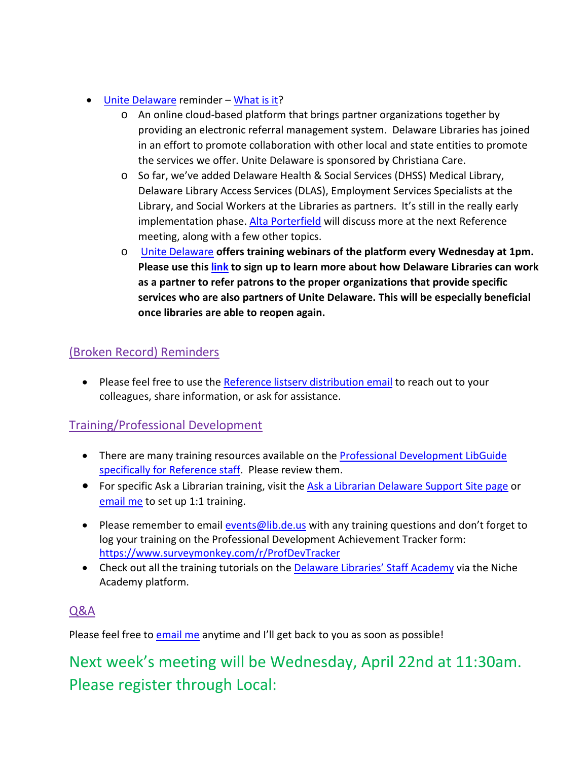- Unite Delaware reminder – What is it?
    - An online cloud-based platform that brings partner organizations together by providing an electronic referral management system. Delaware Libraries has joined in an effort to promote collaboration with other local and state entities to promote the services we offer. Unite Delaware is sponsored by Christiana Care.
    - So far, we've added Delaware Health & Social Services (DHSS) Medical Library, Delaware Library Access Services (DLAS), Employment Services Specialists at the Library, and Social Workers at the Libraries as partners. It's still in the really early implementation phase. Alta Porterfield will discuss more at the next Reference meeting, along with a few other topics.
    - Unite Delaware **offers training webinars of the platform every Wednesday at 1pm. Please use this link to sign up to learn more about how Delaware Libraries can work as a partner to refer patrons to the proper organizations that provide specific services who are also partners of Unite Delaware. This will be especially beneficial once libraries are able to reopen again.**

## (Broken Record) Reminders

- Please feel free to use the Reference listserv distribution email to reach out to your colleagues, share information, or ask for assistance.

## Training/Professional Development

- There are many training resources available on the Professional Development LibGuide specifically for Reference staff. Please review them.
- For specific Ask a Librarian training, visit the Ask a Librarian Delaware Support Site page or email me to set up 1:1 training.
- Please remember to email events@lib.de.us with any training questions and don't forget to log your training on the Professional Development Achievement Tracker form: https://www.surveymonkey.com/r/ProfDevTracker
- Check out all the training tutorials on the Delaware Libraries' Staff Academy via the Niche Academy platform.

## Q&A

Please feel free to email me anytime and I'll get back to you as soon as possible!

## Next week's meeting will be Wednesday, April 22nd at 11:30am. Please register through Local: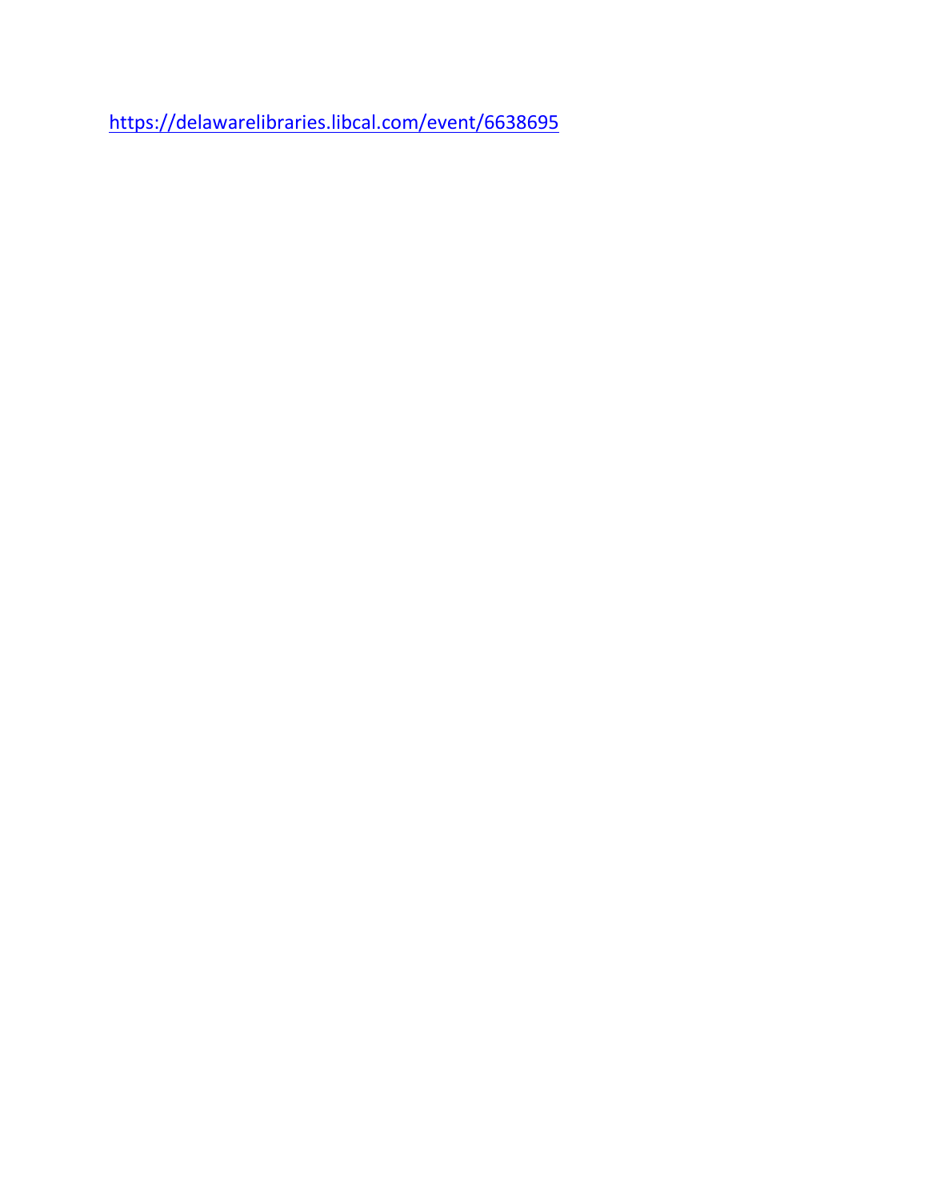https://delawarelibraries.libcal.com/event/6638695